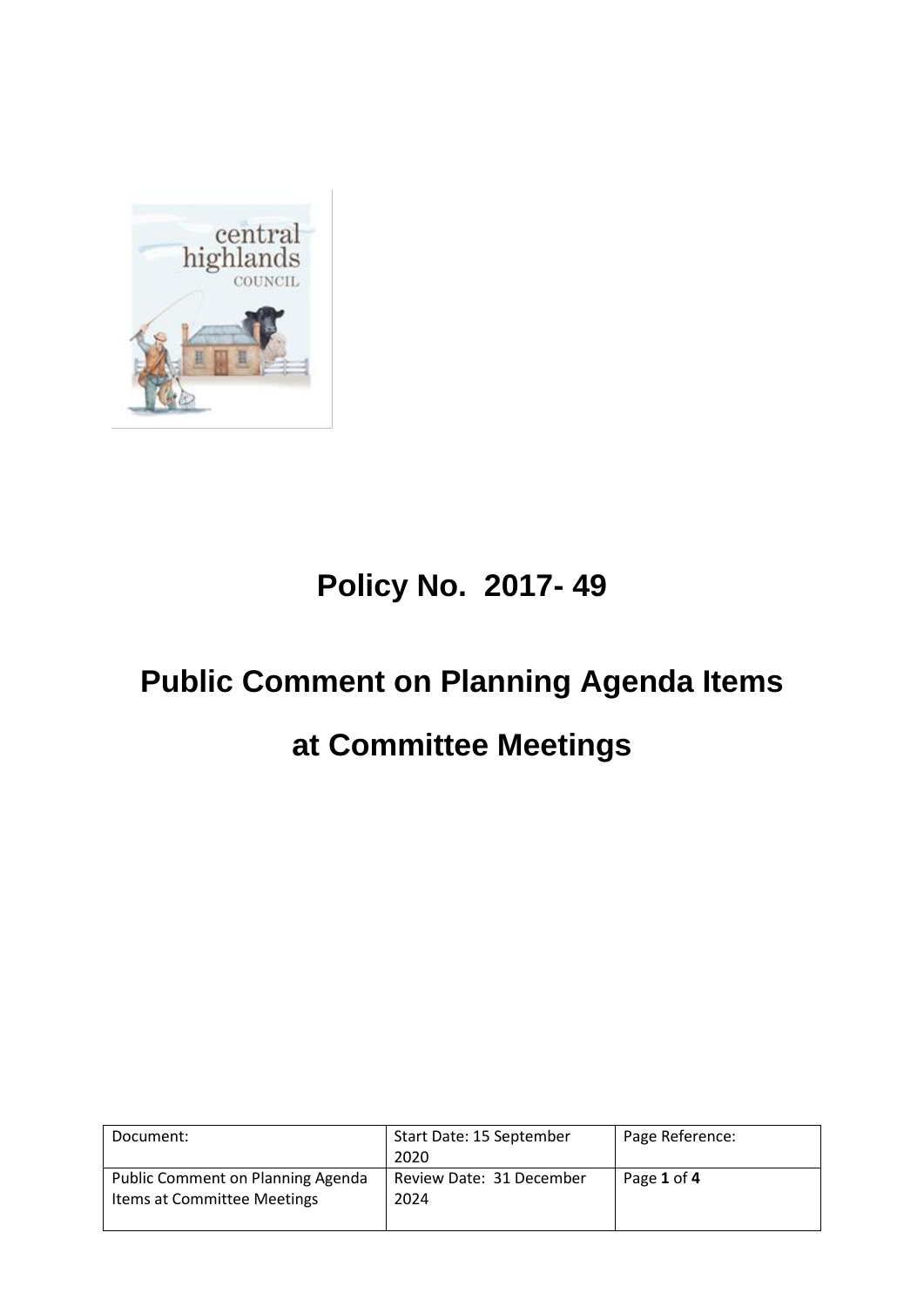# Policy No. 2017- 49

# Public Comment on Planning Agenda Items at Committee Meetings

| Document: | Start Date: 15 September 2020 | Page Reference: |
|---|---|---|
| Public Comment on Planning Agenda Items at Committee Meetings | Review Date: 31 December 2024 | Page **1** of **4** |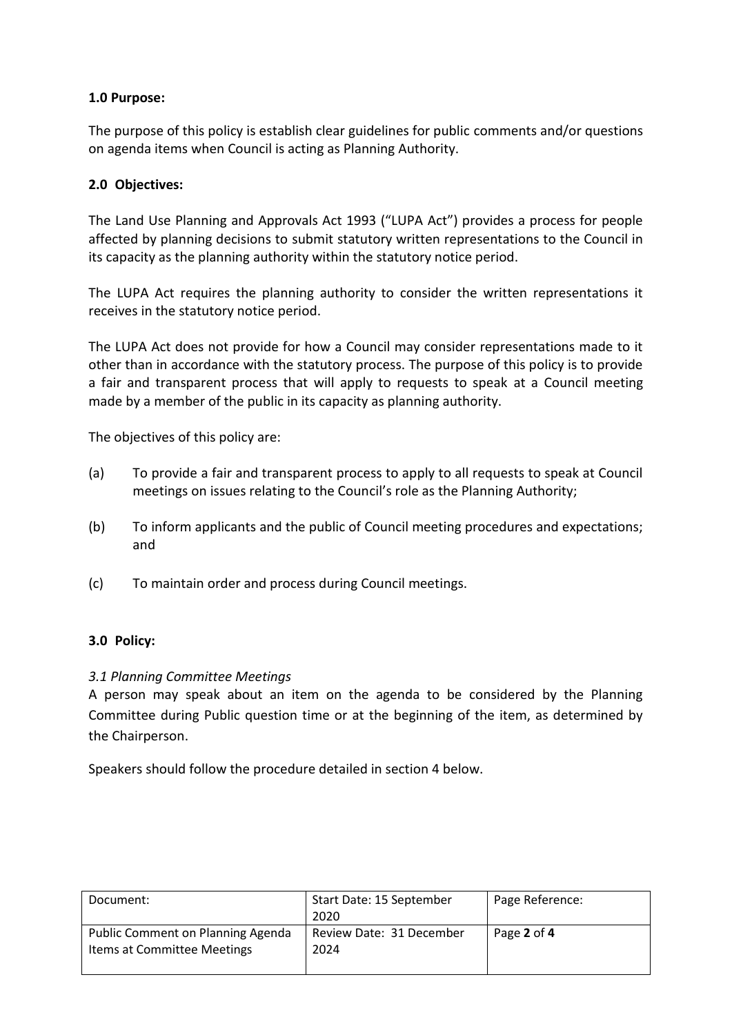**1.0 Purpose:**

The purpose of this policy is establish clear guidelines for public comments and/or questions on agenda items when Council is acting as Planning Authority.

**2.0 Objectives:**

The Land Use Planning and Approvals Act 1993 ("LUPA Act") provides a process for people affected by planning decisions to submit statutory written representations to the Council in its capacity as the planning authority within the statutory notice period.

The LUPA Act requires the planning authority to consider the written representations it receives in the statutory notice period.

The LUPA Act does not provide for how a Council may consider representations made to it other than in accordance with the statutory process. The purpose of this policy is to provide a fair and transparent process that will apply to requests to speak at a Council meeting made by a member of the public in its capacity as planning authority.

The objectives of this policy are:

(a) To provide a fair and transparent process to apply to all requests to speak at Council meetings on issues relating to the Council's role as the Planning Authority;

(b) To inform applicants and the public of Council meeting procedures and expectations; and

(c) To maintain order and process during Council meetings.

**3.0 Policy:**

*3.1 Planning Committee Meetings*

A person may speak about an item on the agenda to be considered by the Planning Committee during Public question time or at the beginning of the item, as determined by the Chairperson.

Speakers should follow the procedure detailed in section 4 below.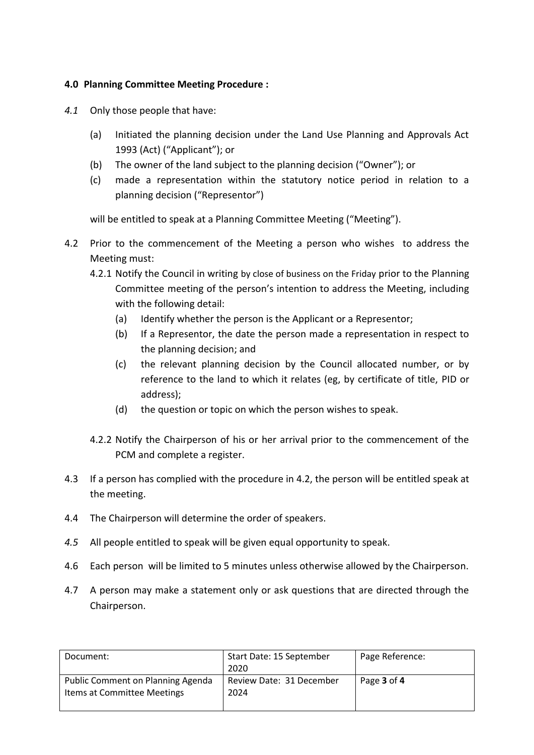**4.0 Planning Committee Meeting Procedure :**

*4.1* Only those people that have:

(a) Initiated the planning decision under the Land Use Planning and Approvals Act 1993 (Act) ("Applicant"); or

(b) The owner of the land subject to the planning decision ("Owner"); or

(c) made a representation within the statutory notice period in relation to a planning decision ("Representor")

will be entitled to speak at a Planning Committee Meeting ("Meeting").

4.2 Prior to the commencement of the Meeting a person who wishes to address the Meeting must:

4.2.1 Notify the Council in writing by close of business on the Friday prior to the Planning Committee meeting of the person's intention to address the Meeting, including with the following detail:

(a) Identify whether the person is the Applicant or a Representor;

(b) If a Representor, the date the person made a representation in respect to the planning decision; and

(c) the relevant planning decision by the Council allocated number, or by reference to the land to which it relates (eg, by certificate of title, PID or address);

(d) the question or topic on which the person wishes to speak.

4.2.2 Notify the Chairperson of his or her arrival prior to the commencement of the PCM and complete a register.

4.3 If a person has complied with the procedure in 4.2, the person will be entitled speak at the meeting.

4.4 The Chairperson will determine the order of speakers.

*4.5* All people entitled to speak will be given equal opportunity to speak.

4.6 Each person will be limited to 5 minutes unless otherwise allowed by the Chairperson.

4.7 A person may make a statement only or ask questions that are directed through the Chairperson.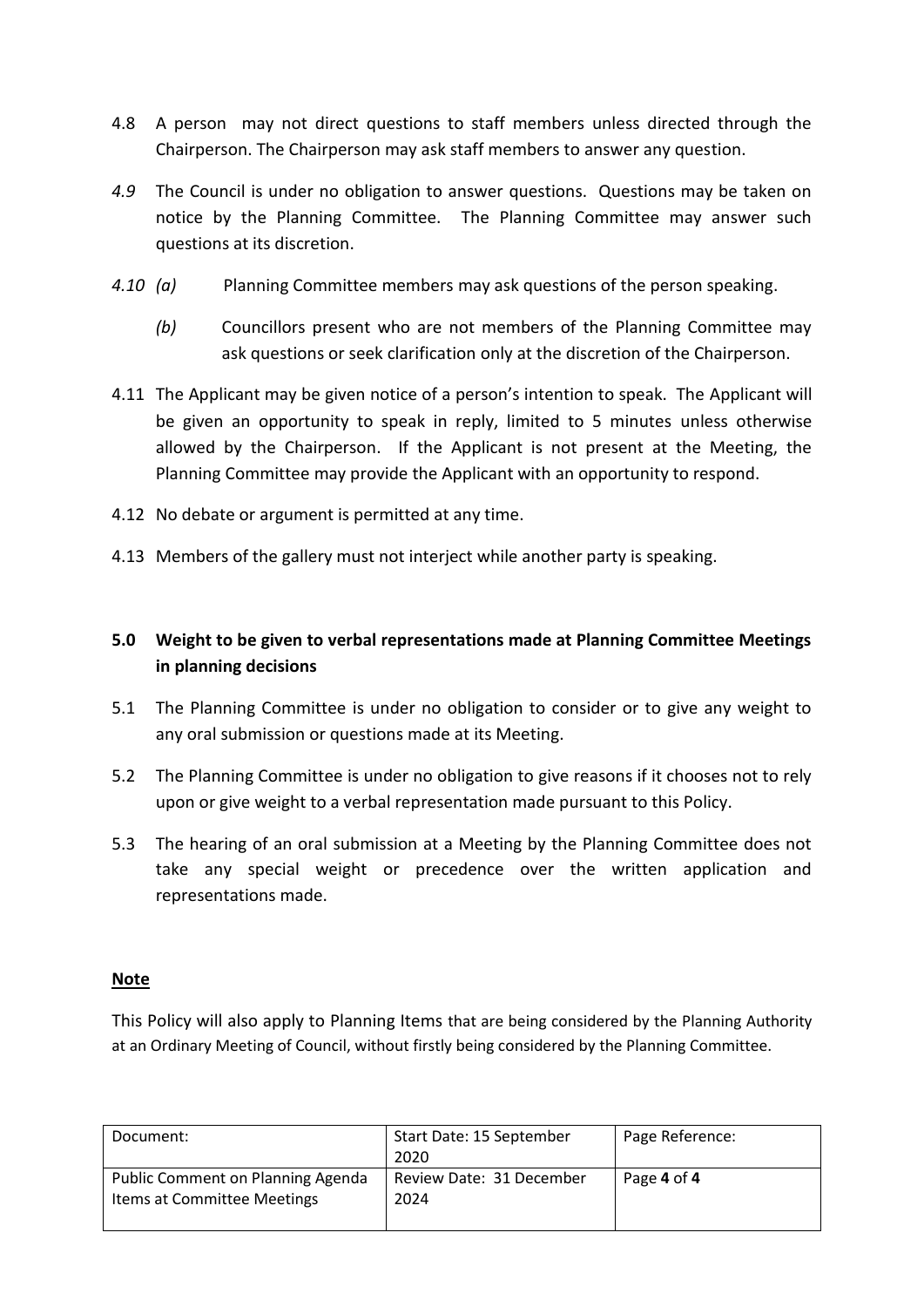4.8 A person may not direct questions to staff members unless directed through the Chairperson. The Chairperson may ask staff members to answer any question.

*4.9* The Council is under no obligation to answer questions. Questions may be taken on notice by the Planning Committee. The Planning Committee may answer such questions at its discretion.

*4.10 (a)* Planning Committee members may ask questions of the person speaking.

*(b)* Councillors present who are not members of the Planning Committee may ask questions or seek clarification only at the discretion of the Chairperson.

4.11 The Applicant may be given notice of a person's intention to speak. The Applicant will be given an opportunity to speak in reply, limited to 5 minutes unless otherwise allowed by the Chairperson. If the Applicant is not present at the Meeting, the Planning Committee may provide the Applicant with an opportunity to respond.

4.12 No debate or argument is permitted at any time.

4.13 Members of the gallery must not interject while another party is speaking.

## **5.0 Weight to be given to verbal representations made at Planning Committee Meetings in planning decisions**

5.1 The Planning Committee is under no obligation to consider or to give any weight to any oral submission or questions made at its Meeting.

5.2 The Planning Committee is under no obligation to give reasons if it chooses not to rely upon or give weight to a verbal representation made pursuant to this Policy.

5.3 The hearing of an oral submission at a Meeting by the Planning Committee does not take any special weight or precedence over the written application and representations made.

**Note**

This Policy will also apply to Planning Items that are being considered by the Planning Authority at an Ordinary Meeting of Council, without firstly being considered by the Planning Committee.